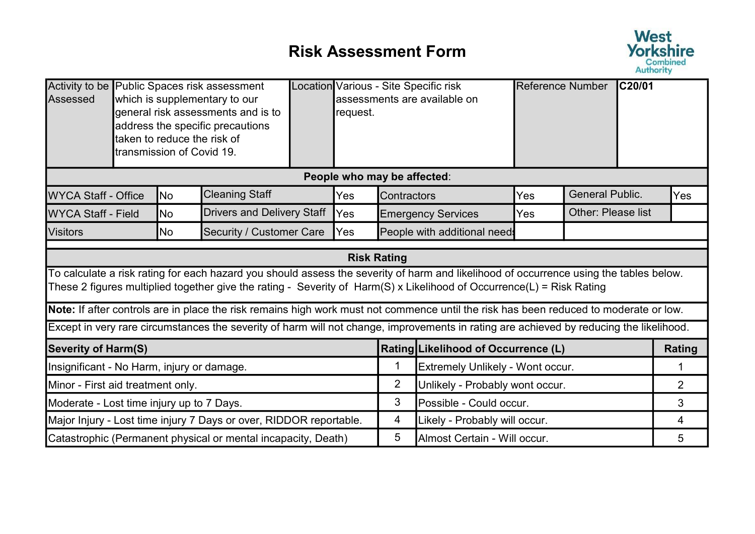# Risk Assessment Form

West Yorkshire Combined Authority

| Activity to be Assessed | Public Spaces risk assessment which is supplementary to our general risk assessments and is to address the specific precautions taken to reduce the risk of transmission of Covid 19. | Location | Various - Site Specific risk assessments are available on request. | Reference Number | **C20/01** |
|---|---|---|---|---|---|

**People who may be affected:**

| | | | | | | | |
|---|---|---|---|---|---|---|---|
| WYCA Staff - Office | No | Cleaning Staff | Yes | Contractors | Yes | General Public. | Yes |
| WYCA Staff - Field | No | Drivers and Delivery Staff | Yes | Emergency Services | Yes | Other: Please list | |
| Visitors | No | Security / Customer Care | Yes | People with additional needs | | | |

## Risk Rating

To calculate a risk rating for each hazard you should assess the severity of harm and likelihood of occurrence using the tables below. These 2 figures multiplied together give the rating - Severity of Harm(S) x Likelihood of Occurrence(L) = Risk Rating

**Note:** If after controls are in place the risk remains high work must not commence until the risk has been reduced to moderate or low.

Except in very rare circumstances the severity of harm will not change, improvements in rating are achieved by reducing the likelihood.

| **Severity of Harm(S)** | **Rating** | **Likelihood of Occurrence (L)** | **Rating** |
|---|---|---|---|
| Insignificant - No Harm, injury or damage. | 1 | Extremely Unlikely - Wont occur. | 1 |
| Minor - First aid treatment only. | 2 | Unlikely - Probably wont occur. | 2 |
| Moderate - Lost time injury up to 7 Days. | 3 | Possible - Could occur. | 3 |
| Major Injury - Lost time injury 7 Days or over, RIDDOR reportable. | 4 | Likely - Probably will occur. | 4 |
| Catastrophic (Permanent physical or mental incapacity, Death) | 5 | Almost Certain - Will occur. | 5 |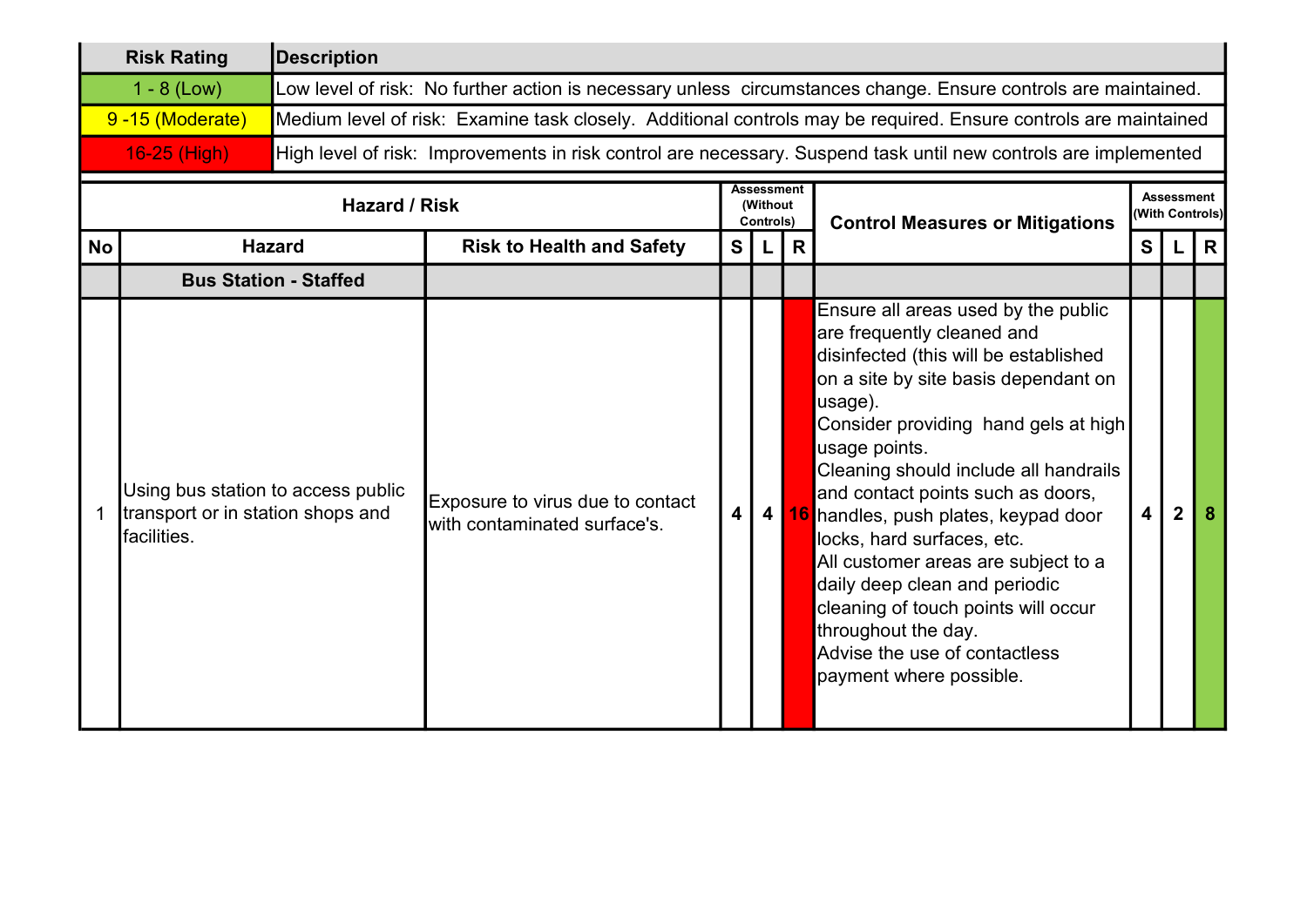| Risk Rating | Description |
|---|---|
| 1 - 8 (Low) | Low level of risk: No further action is necessary unless circumstances change. Ensure controls are maintained. |
| 9 -15 (Moderate) | Medium level of risk: Examine task closely. Additional controls may be required. Ensure controls are maintained |
| 16-25 (High) | High level of risk: Improvements in risk control are necessary. Suspend task until new controls are implemented |

| Hazard / Risk | | | Assessment (Without Controls) | | | Control Measures or Mitigations | Assessment (With Controls) | | |
|---|---|---|---|---|---|---|---|---|---|
| No | Hazard | Risk to Health and Safety | S | L | R | | S | L | R |
| | **Bus Station - Staffed** | | | | | | | | |
| 1 | Using bus station to access public transport or in station shops and facilities. | Exposure to virus due to contact with contaminated surface's. | 4 | 4 | 16 | Ensure all areas used by the public are frequently cleaned and disinfected (this will be established on a site by site basis dependant on usage).<br>Consider providing hand gels at high usage points.<br>Cleaning should include all handrails and contact points such as doors, handles, push plates, keypad door locks, hard surfaces, etc.<br>All customer areas are subject to a daily deep clean and periodic cleaning of touch points will occur throughout the day.<br>Advise the use of contactless payment where possible. | 4 | 2 | 8 |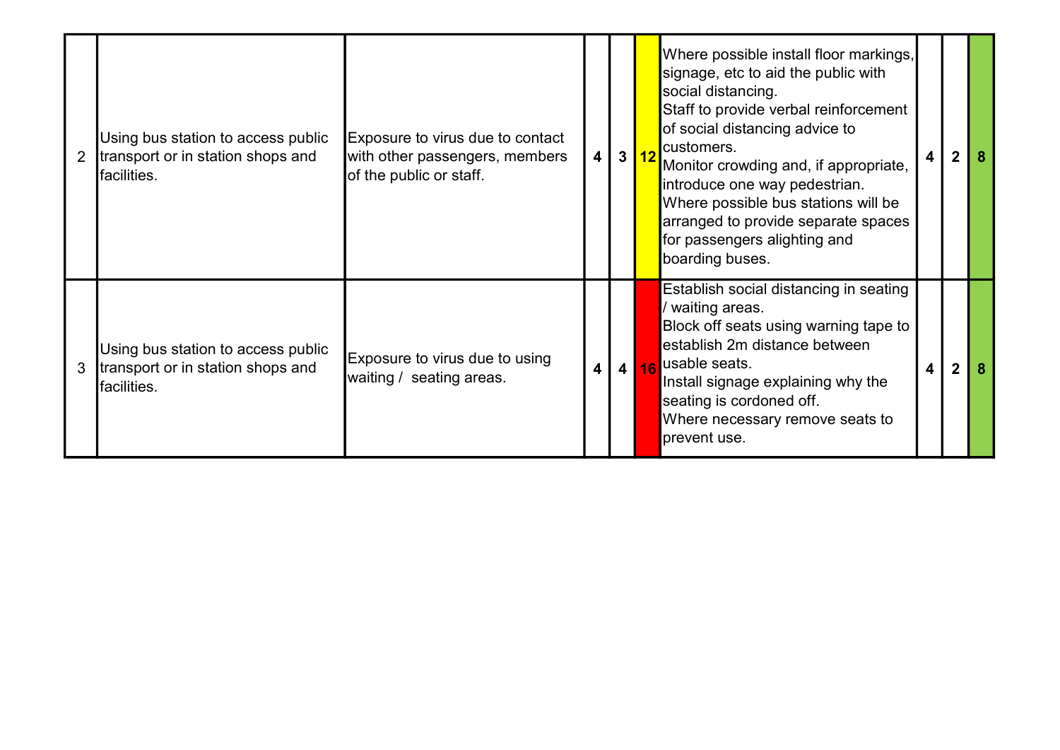| | | | | | | | | | |
|---|---|---|---|---|---|---|---|---|---|
| 2 | Using bus station to access public transport or in station shops and facilities. | Exposure to virus due to contact with other passengers, members of the public or staff. | **4** | **3** | **12** | Where possible install floor markings, signage, etc to aid the public with social distancing.<br>Staff to provide verbal reinforcement of social distancing advice to customers.<br>Monitor crowding and, if appropriate, introduce one way pedestrian.<br>Where possible bus stations will be arranged to provide separate spaces for passengers alighting and boarding buses. | **4** | **2** | **8** |
| 3 | Using bus station to access public transport or in station shops and facilities. | Exposure to virus due to using waiting / seating areas. | **4** | **4** | **16** | Establish social distancing in seating / waiting areas.<br>Block off seats using warning tape to establish 2m distance between usable seats.<br>Install signage explaining why the seating is cordoned off.<br>Where necessary remove seats to prevent use. | **4** | **2** | **8** |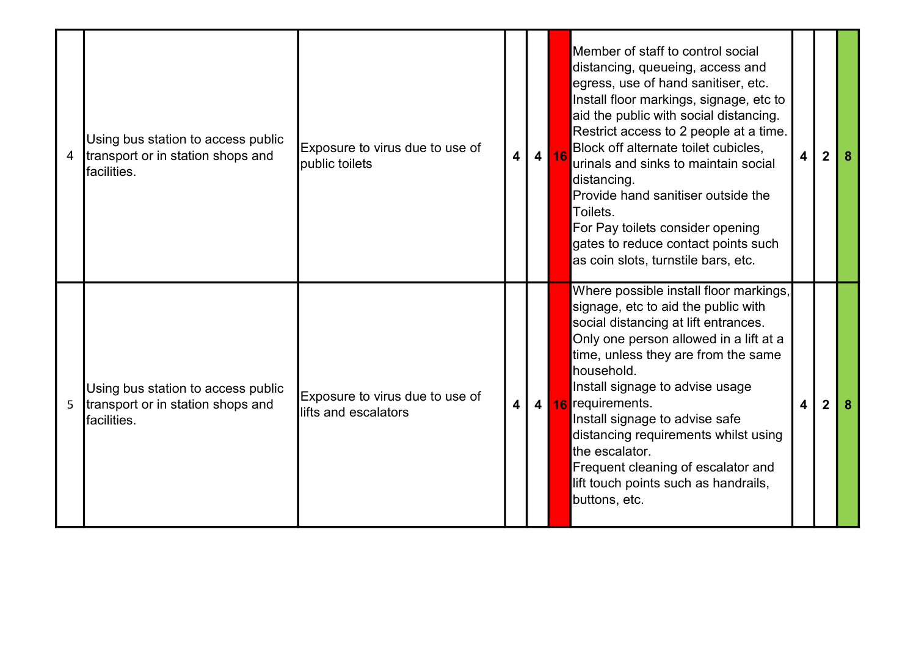| | | | | | | | | | |
|---|---|---|---|---|---|---|---|---|---|
| 4 | Using bus station to access public transport or in station shops and facilities. | Exposure to virus due to use of public toilets | 4 | 4 | 16 | Member of staff to control social distancing, queueing, access and egress, use of hand sanitiser, etc.<br>Install floor markings, signage, etc to aid the public with social distancing.<br>Restrict access to 2 people at a time.<br>Block off alternate toilet cubicles, urinals and sinks to maintain social distancing.<br>Provide hand sanitiser outside the Toilets.<br>For Pay toilets consider opening gates to reduce contact points such as coin slots, turnstile bars, etc. | 4 | 2 | 8 |
| 5 | Using bus station to access public transport or in station shops and facilities. | Exposure to virus due to use of lifts and escalators | 4 | 4 | 16 | Where possible install floor markings, signage, etc to aid the public with social distancing at lift entrances.<br>Only one person allowed in a lift at a time, unless they are from the same household.<br>Install signage to advise usage requirements.<br>Install signage to advise safe distancing requirements whilst using the escalator.<br>Frequent cleaning of escalator and lift touch points such as handrails, buttons, etc. | 4 | 2 | 8 |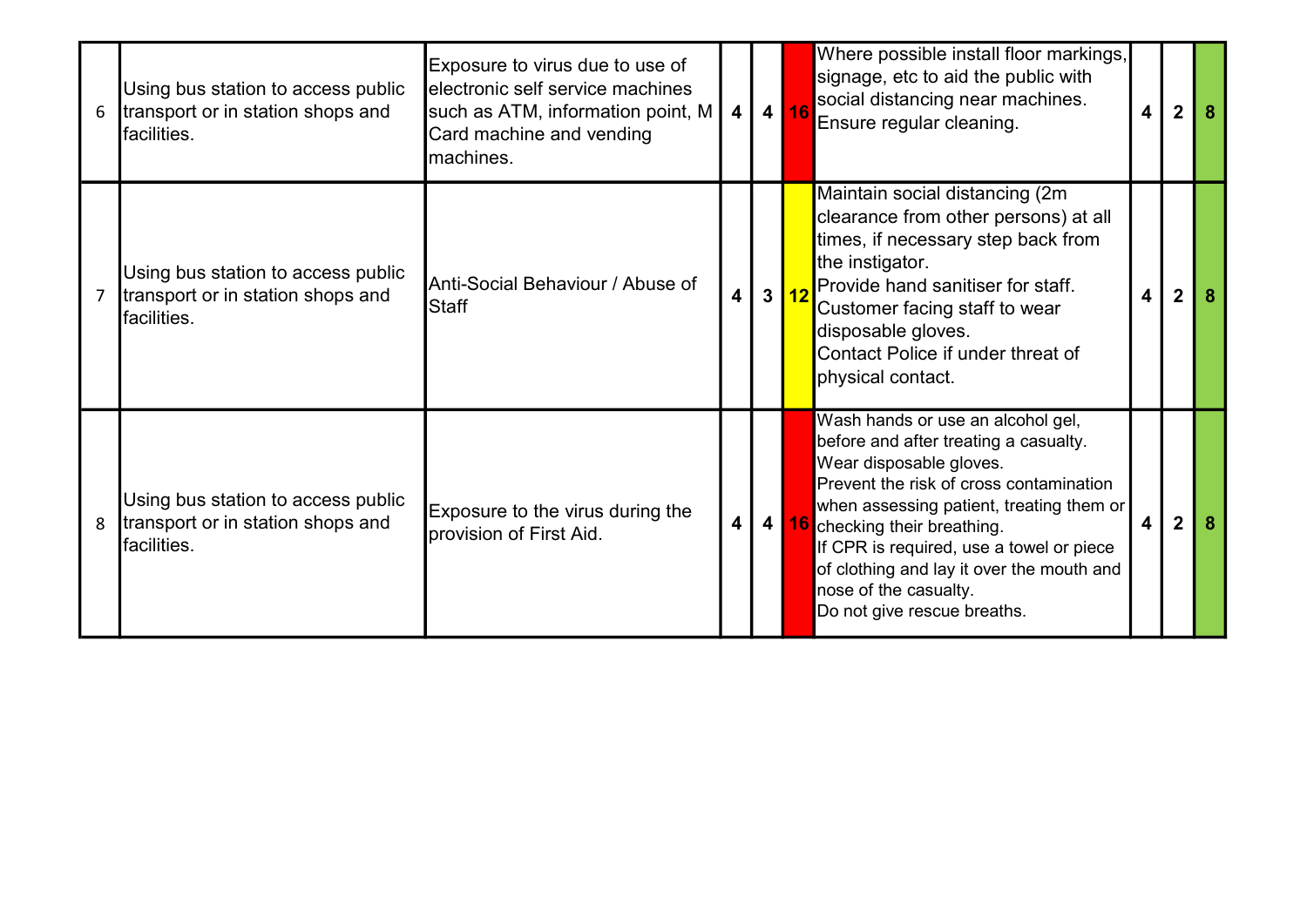| | | | | | | | | | |
|---|---|---|---|---|---|---|---|---|---|
| 6 | Using bus station to access public transport or in station shops and facilities. | Exposure to virus due to use of electronic self service machines such as ATM, information point, M Card machine and vending machines. | 4 | 4 | 16 | Where possible install floor markings, signage, etc to aid the public with social distancing near machines. Ensure regular cleaning. | 4 | 2 | 8 |
| 7 | Using bus station to access public transport or in station shops and facilities. | Anti-Social Behaviour / Abuse of Staff | 4 | 3 | 12 | Maintain social distancing (2m clearance from other persons) at all times, if necessary step back from the instigator. Provide hand sanitiser for staff. Customer facing staff to wear disposable gloves. Contact Police if under threat of physical contact. | 4 | 2 | 8 |
| 8 | Using bus station to access public transport or in station shops and facilities. | Exposure to the virus during the provision of First Aid. | 4 | 4 | 16 | Wash hands or use an alcohol gel, before and after treating a casualty. Wear disposable gloves. Prevent the risk of cross contamination when assessing patient, treating them or checking their breathing. If CPR is required, use a towel or piece of clothing and lay it over the mouth and nose of the casualty. Do not give rescue breaths. | 4 | 2 | 8 |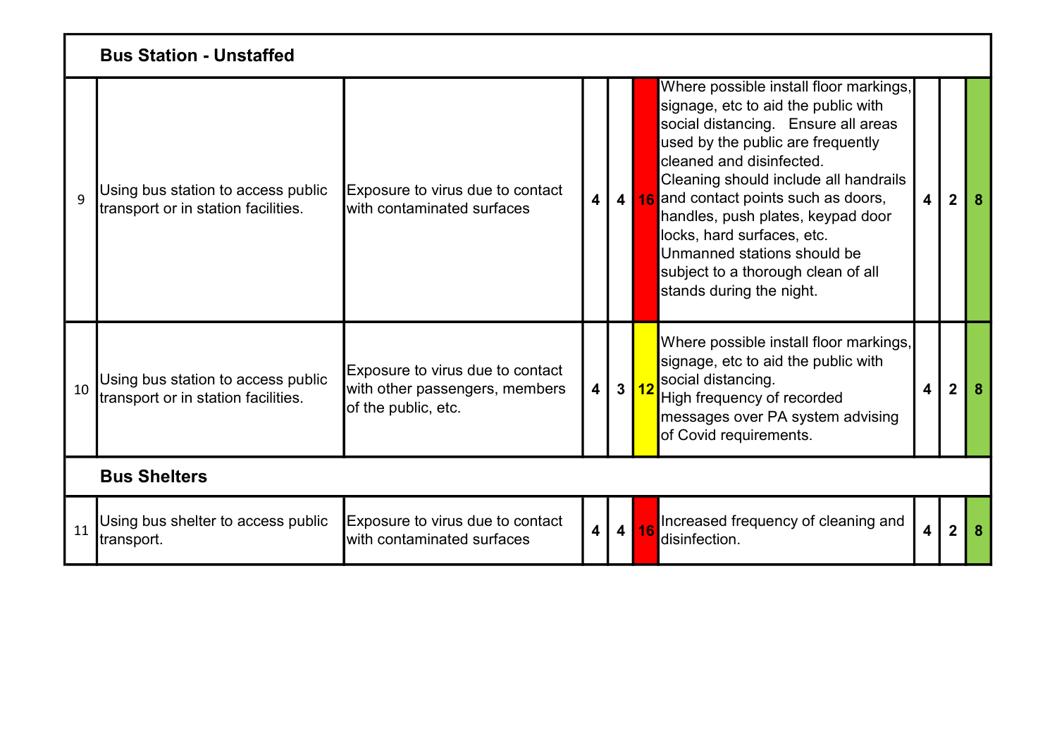| | | | | | | | | | |
|---|---|---|---|---|---|---|---|---|---|
| | **Bus Station - Unstaffed** | | | | | | | | |
| 9 | Using bus station to access public transport or in station facilities. | Exposure to virus due to contact with contaminated surfaces | **4** | **4** | **16** | Where possible install floor markings, signage, etc to aid the public with social distancing. Ensure all areas used by the public are frequently cleaned and disinfected. Cleaning should include all handrails and contact points such as doors, handles, push plates, keypad door locks, hard surfaces, etc. Unmanned stations should be subject to a thorough clean of all stands during the night. | **4** | **2** | **8** |
| 10 | Using bus station to access public transport or in station facilities. | Exposure to virus due to contact with other passengers, members of the public, etc. | **4** | **3** | **12** | Where possible install floor markings, signage, etc to aid the public with social distancing. High frequency of recorded messages over PA system advising of Covid requirements. | **4** | **2** | **8** |
| | **Bus Shelters** | | | | | | | | |
| 11 | Using bus shelter to access public transport. | Exposure to virus due to contact with contaminated surfaces | **4** | **4** | **16** | Increased frequency of cleaning and disinfection. | **4** | **2** | **8** |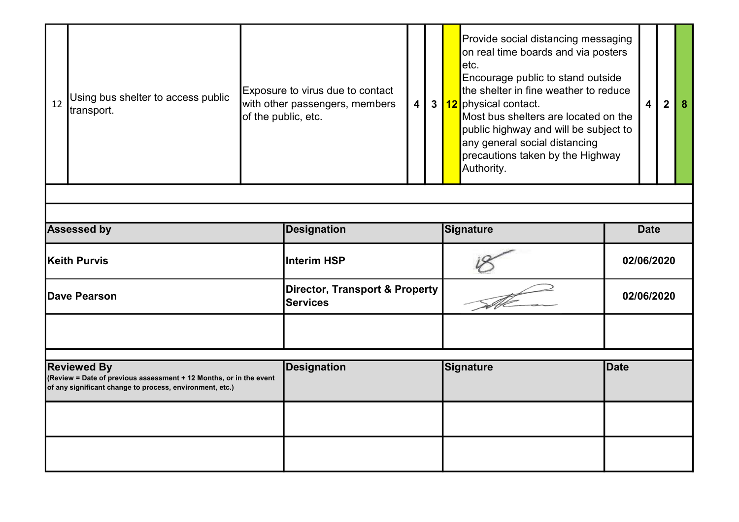| | | | | | | | | | |
|---|---|---|---|---|---|---|---|---|---|
| 12 | Using bus shelter to access public transport. | Exposure to virus due to contact with other passengers, members of the public, etc. | **4** | **3** | **12** | Provide social distancing messaging on real time boards and via posters etc.<br>Encourage public to stand outside the shelter in fine weather to reduce physical contact.<br>Most bus shelters are located on the public highway and will be subject to any general social distancing precautions taken by the Highway Authority. | **4** | **2** | **8** |

| **Assessed by** | **Designation** | **Signature** | **Date** |
|---|---|---|---|
| **Keith Purvis** | **Interim HSP** | | **02/06/2020** |
| **Dave Pearson** | **Director, Transport & Property Services** | | **02/06/2020** |
| | | | |

| **Reviewed By**<br>**(Review = Date of previous assessment + 12 Months, or in the event of any significant change to process, environment, etc.)** | **Designation** | **Signature** | **Date** |
|---|---|---|---|
| | | | |
| | | | |